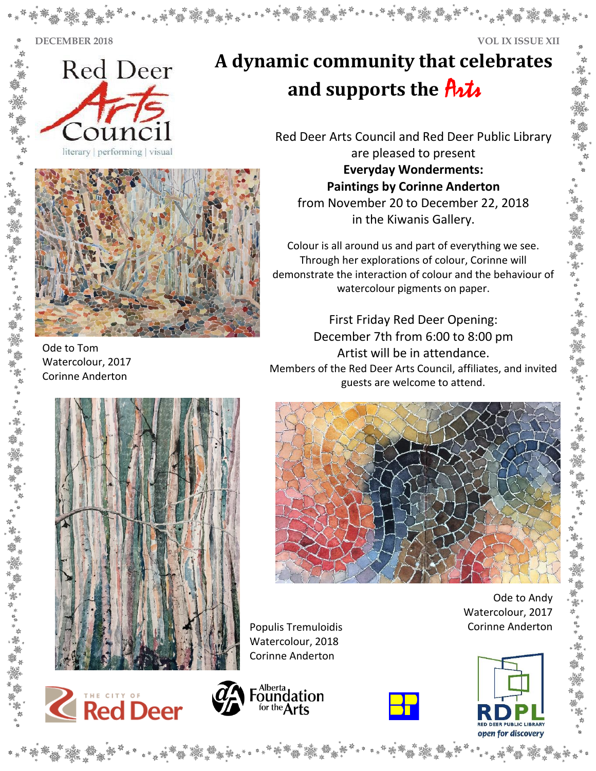DECEMBER 2018

VOL IX ISSUE XII

Red Deer Arts Council

literary | performing | visual

# A dynamic community that celebrates and supports the Arts

Red Deer Arts Council and Red Deer Public Library are pleased to present

**Everyday Wonderments: Paintings by Corinne Anderton**

from November 20 to December 22, 2018 in the Kiwanis Gallery.

Colour is all around us and part of everything we see. Through her explorations of colour, Corinne will demonstrate the interaction of colour and the behaviour of watercolour pigments on paper.

First Friday Red Deer Opening:
December 7th from 6:00 to 8:00 pm
Artist will be in attendance.
Members of the Red Deer Arts Council, affiliates, and invited guests are welcome to attend.

Ode to Tom
Watercolour, 2017
Corinne Anderton

Populis Tremuloidis
Watercolour, 2018
Corinne Anderton

Ode to Andy
Watercolour, 2017
Corinne Anderton

The City of Red Deer

Alberta Foundation for the Arts

RDPL Red Deer Public Library open for discovery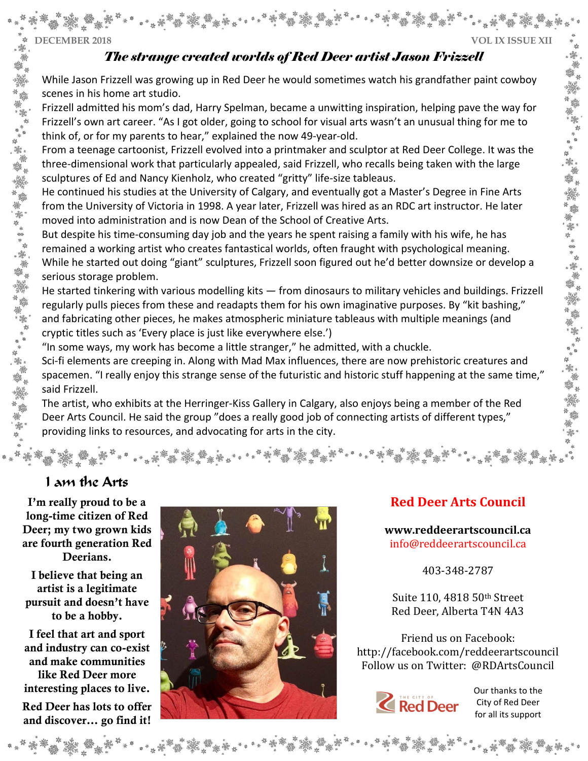## *The strange created worlds of Red Deer artist Jason Frizzell*

While Jason Frizzell was growing up in Red Deer he would sometimes watch his grandfather paint cowboy scenes in his home art studio.

Frizzell admitted his mom's dad, Harry Spelman, became a unwitting inspiration, helping pave the way for Frizzell's own art career. "As I got older, going to school for visual arts wasn't an unusual thing for me to think of, or for my parents to hear," explained the now 49-year-old.

From a teenage cartoonist, Frizzell evolved into a printmaker and sculptor at Red Deer College. It was the three-dimensional work that particularly appealed, said Frizzell, who recalls being taken with the large sculptures of Ed and Nancy Kienholz, who created "gritty" life-size tableaus.

He continued his studies at the University of Calgary, and eventually got a Master's Degree in Fine Arts from the University of Victoria in 1998. A year later, Frizzell was hired as an RDC art instructor. He later moved into administration and is now Dean of the School of Creative Arts.

But despite his time-consuming day job and the years he spent raising a family with his wife, he has remained a working artist who creates fantastical worlds, often fraught with psychological meaning.

While he started out doing "giant" sculptures, Frizzell soon figured out he'd better downsize or develop a serious storage problem.

He started tinkering with various modelling kits — from dinosaurs to military vehicles and buildings. Frizzell regularly pulls pieces from these and readapts them for his own imaginative purposes. By "kit bashing," and fabricating other pieces, he makes atmospheric miniature tableaus with multiple meanings (and cryptic titles such as 'Every place is just like everywhere else.')

"In some ways, my work has become a little stranger," he admitted, with a chuckle.

Sci-fi elements are creeping in. Along with Mad Max influences, there are now prehistoric creatures and spacemen. "I really enjoy this strange sense of the futuristic and historic stuff happening at the same time," said Frizzell.

The artist, who exhibits at the Herringer-Kiss Gallery in Calgary, also enjoys being a member of the Red Deer Arts Council. He said the group "does a really good job of connecting artists of different types," providing links to resources, and advocating for arts in the city.

### I am the Arts

**I'm really proud to be a long-time citizen of Red Deer; my two grown kids are fourth generation Red Deerians.**

**I believe that being an artist is a legitimate pursuit and doesn't have to be a hobby.**

**I feel that art and sport and industry can co-exist and make communities like Red Deer more interesting places to live.**

**Red Deer has lots to offer and discover… go find it!**

### Red Deer Arts Council

**www.reddeerartscouncil.ca**
info@reddeerartscouncil.ca

403-348-2787

Suite 110, 4818 50th Street
Red Deer, Alberta T4N 4A3

Friend us on Facebook:
http://facebook.com/reddeerartscouncil
Follow us on Twitter: @RDArtsCouncil

The City of Red Deer

Our thanks to the City of Red Deer for all its support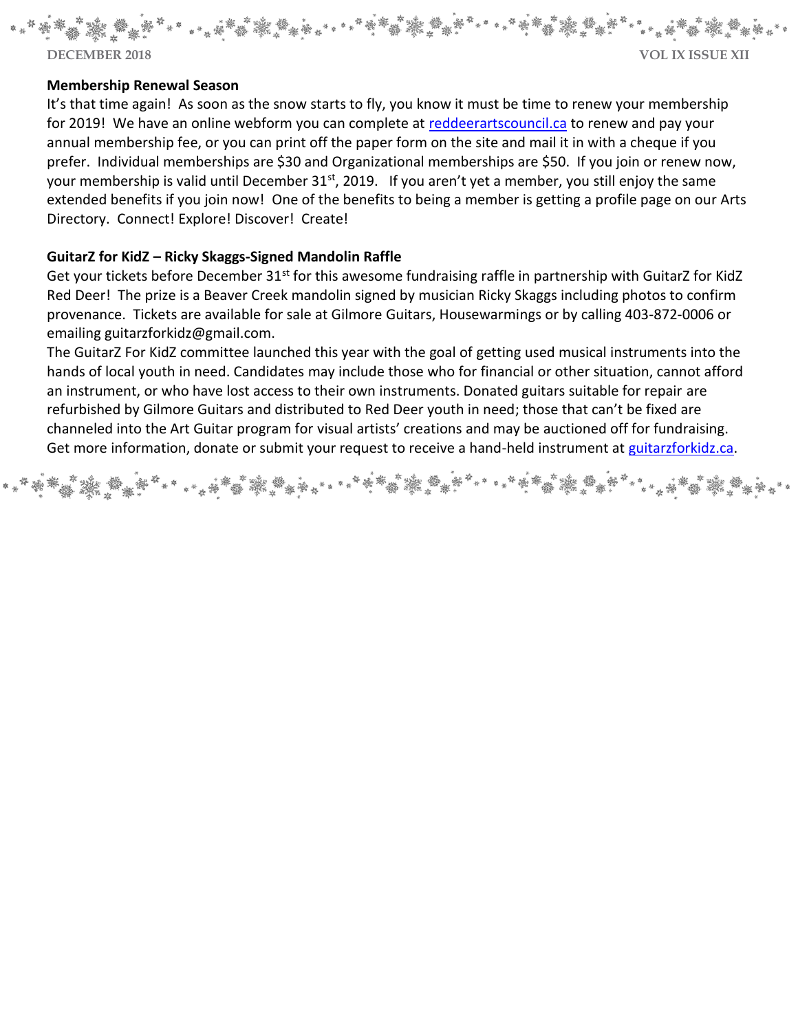**Membership Renewal Season**

It's that time again! As soon as the snow starts to fly, you know it must be time to renew your membership for 2019! We have an online webform you can complete at reddeerartscouncil.ca to renew and pay your annual membership fee, or you can print off the paper form on the site and mail it in with a cheque if you prefer. Individual memberships are $30 and Organizational memberships are $50. If you join or renew now, your membership is valid until December 31st, 2019. If you aren't yet a member, you still enjoy the same extended benefits if you join now! One of the benefits to being a member is getting a profile page on our Arts Directory. Connect! Explore! Discover! Create!

**GuitarZ for KidZ – Ricky Skaggs-Signed Mandolin Raffle**

Get your tickets before December 31st for this awesome fundraising raffle in partnership with GuitarZ for KidZ Red Deer! The prize is a Beaver Creek mandolin signed by musician Ricky Skaggs including photos to confirm provenance. Tickets are available for sale at Gilmore Guitars, Housewarmings or by calling 403-872-0006 or emailing guitarzforkidz@gmail.com.

The GuitarZ For KidZ committee launched this year with the goal of getting used musical instruments into the hands of local youth in need. Candidates may include those who for financial or other situation, cannot afford an instrument, or who have lost access to their own instruments. Donated guitars suitable for repair are refurbished by Gilmore Guitars and distributed to Red Deer youth in need; those that can't be fixed are channeled into the Art Guitar program for visual artists' creations and may be auctioned off for fundraising. Get more information, donate or submit your request to receive a hand-held instrument at guitarzforkidz.ca.